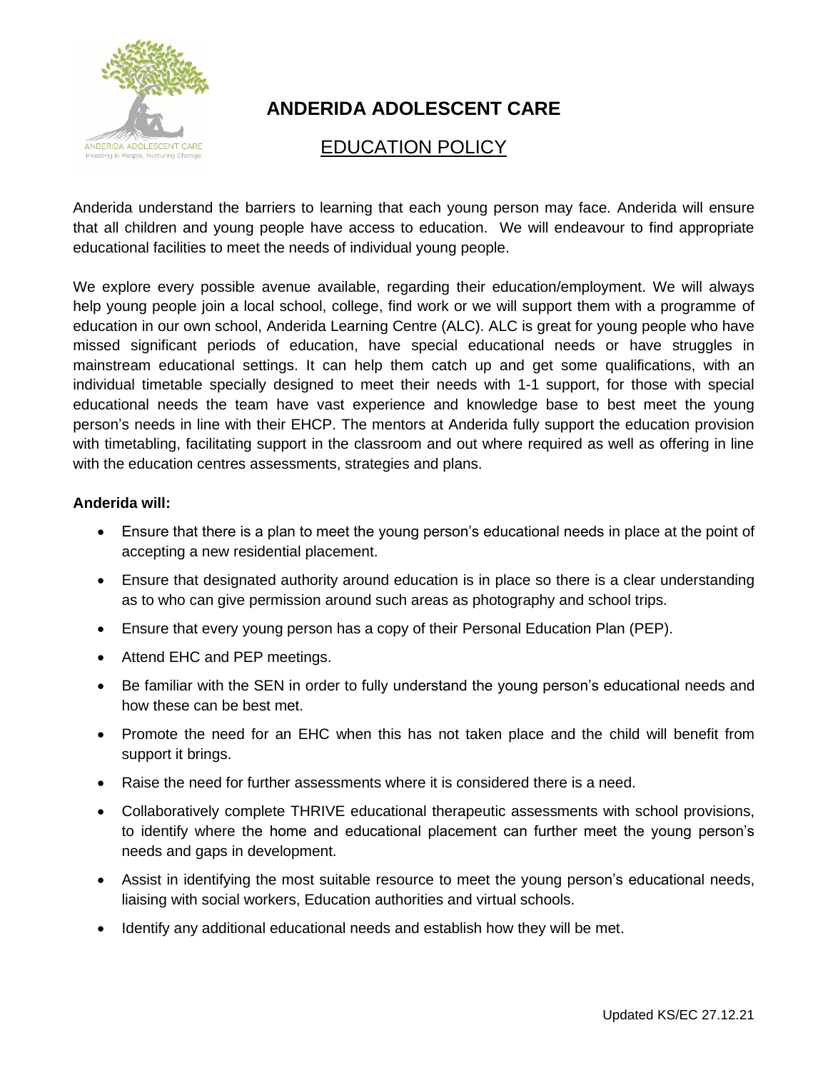# ANDERIDA ADOLESCENT CARE

## EDUCATION POLICY

Anderida understand the barriers to learning that each young person may face. Anderida will ensure that all children and young people have access to education. We will endeavour to find appropriate educational facilities to meet the needs of individual young people.

We explore every possible avenue available, regarding their education/employment. We will always help young people join a local school, college, find work or we will support them with a programme of education in our own school, Anderida Learning Centre (ALC). ALC is great for young people who have missed significant periods of education, have special educational needs or have struggles in mainstream educational settings. It can help them catch up and get some qualifications, with an individual timetable specially designed to meet their needs with 1-1 support, for those with special educational needs the team have vast experience and knowledge base to best meet the young person's needs in line with their EHCP. The mentors at Anderida fully support the education provision with timetabling, facilitating support in the classroom and out where required as well as offering in line with the education centres assessments, strategies and plans.

**Anderida will:**

- Ensure that there is a plan to meet the young person's educational needs in place at the point of accepting a new residential placement.
- Ensure that designated authority around education is in place so there is a clear understanding as to who can give permission around such areas as photography and school trips.
- Ensure that every young person has a copy of their Personal Education Plan (PEP).
- Attend EHC and PEP meetings.
- Be familiar with the SEN in order to fully understand the young person's educational needs and how these can be best met.
- Promote the need for an EHC when this has not taken place and the child will benefit from support it brings.
- Raise the need for further assessments where it is considered there is a need.
- Collaboratively complete THRIVE educational therapeutic assessments with school provisions, to identify where the home and educational placement can further meet the young person's needs and gaps in development.
- Assist in identifying the most suitable resource to meet the young person's educational needs, liaising with social workers, Education authorities and virtual schools.
- Identify any additional educational needs and establish how they will be met.

Updated KS/EC 27.12.21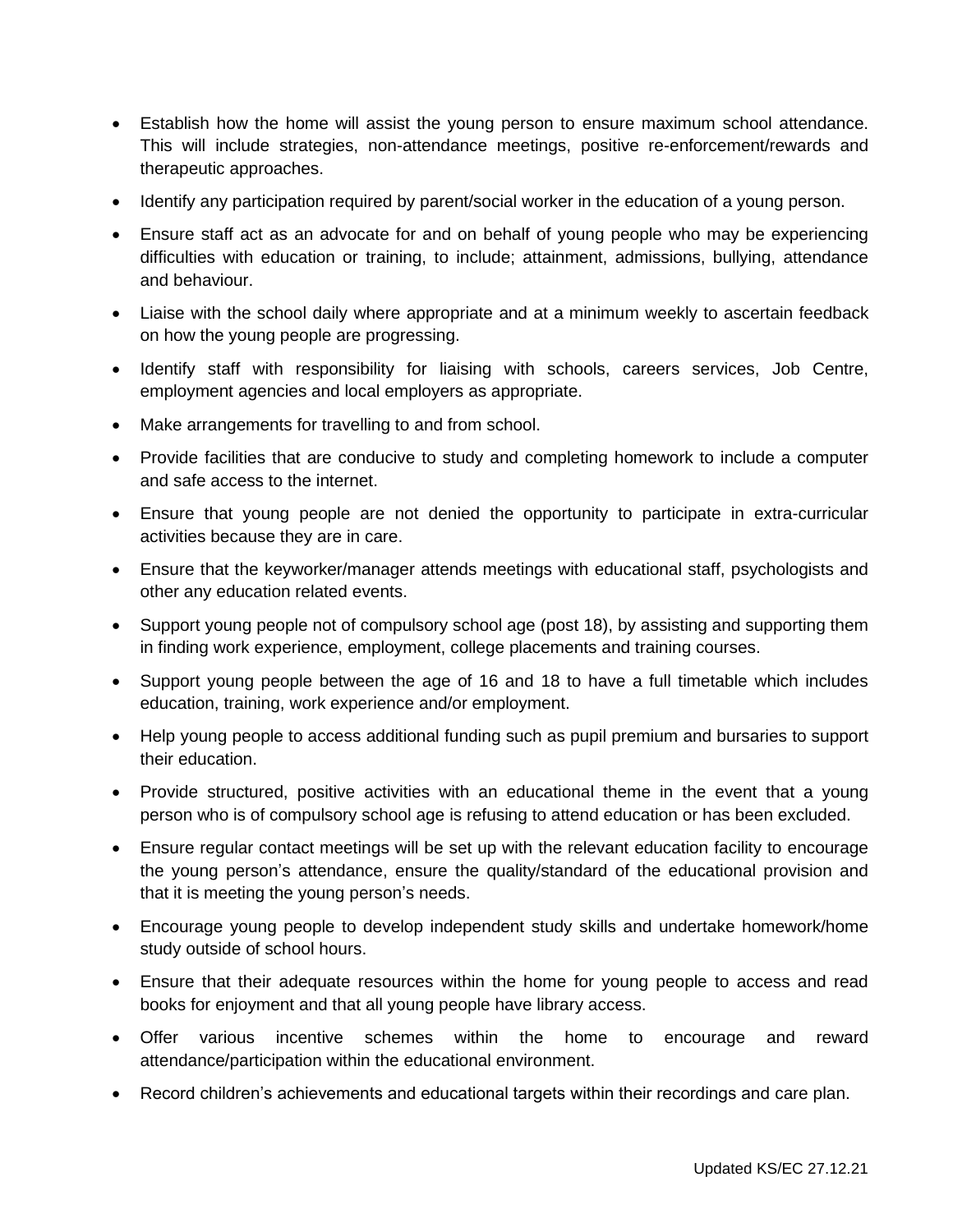- Establish how the home will assist the young person to ensure maximum school attendance. This will include strategies, non-attendance meetings, positive re-enforcement/rewards and therapeutic approaches.
- Identify any participation required by parent/social worker in the education of a young person.
- Ensure staff act as an advocate for and on behalf of young people who may be experiencing difficulties with education or training, to include; attainment, admissions, bullying, attendance and behaviour.
- Liaise with the school daily where appropriate and at a minimum weekly to ascertain feedback on how the young people are progressing.
- Identify staff with responsibility for liaising with schools, careers services, Job Centre, employment agencies and local employers as appropriate.
- Make arrangements for travelling to and from school.
- Provide facilities that are conducive to study and completing homework to include a computer and safe access to the internet.
- Ensure that young people are not denied the opportunity to participate in extra-curricular activities because they are in care.
- Ensure that the keyworker/manager attends meetings with educational staff, psychologists and other any education related events.
- Support young people not of compulsory school age (post 18), by assisting and supporting them in finding work experience, employment, college placements and training courses.
- Support young people between the age of 16 and 18 to have a full timetable which includes education, training, work experience and/or employment.
- Help young people to access additional funding such as pupil premium and bursaries to support their education.
- Provide structured, positive activities with an educational theme in the event that a young person who is of compulsory school age is refusing to attend education or has been excluded.
- Ensure regular contact meetings will be set up with the relevant education facility to encourage the young person's attendance, ensure the quality/standard of the educational provision and that it is meeting the young person's needs.
- Encourage young people to develop independent study skills and undertake homework/home study outside of school hours.
- Ensure that their adequate resources within the home for young people to access and read books for enjoyment and that all young people have library access.
- Offer various incentive schemes within the home to encourage and reward attendance/participation within the educational environment.
- Record children's achievements and educational targets within their recordings and care plan.

Updated KS/EC 27.12.21